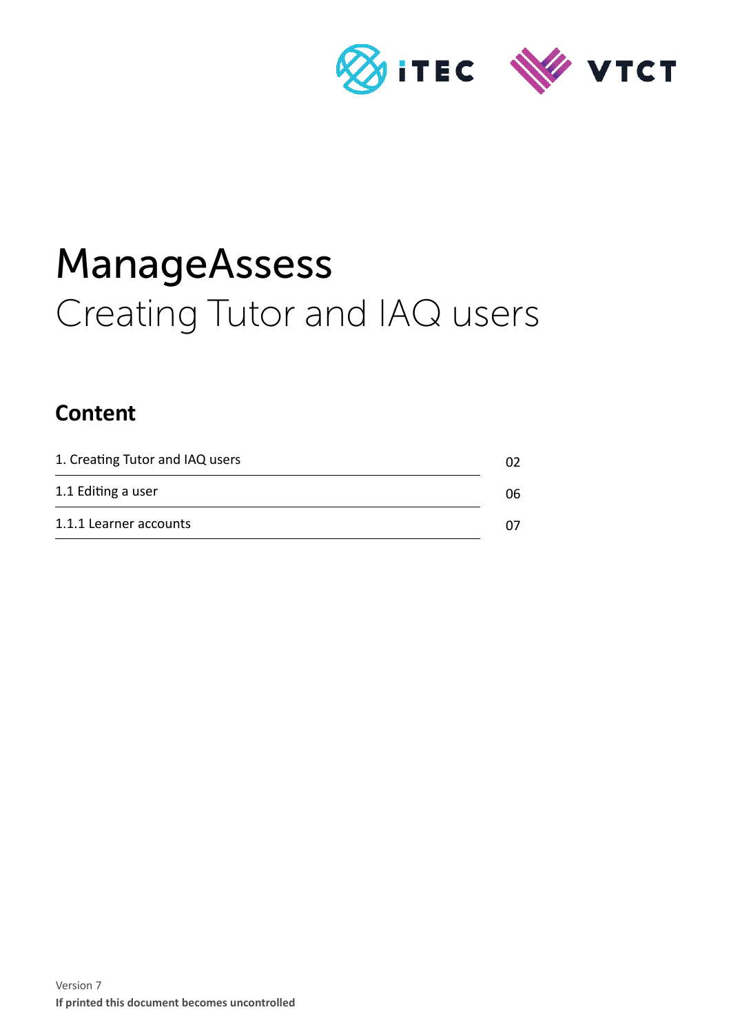# ManageAssess

## Creating Tutor and IAQ users

### Content

| | |
|---|---|
| 1. Creating Tutor and IAQ users | 02 |
| 1.1 Editing a user | 06 |
| 1.1.1 Learner accounts | 07 |

Version 7

**If printed this document becomes uncontrolled**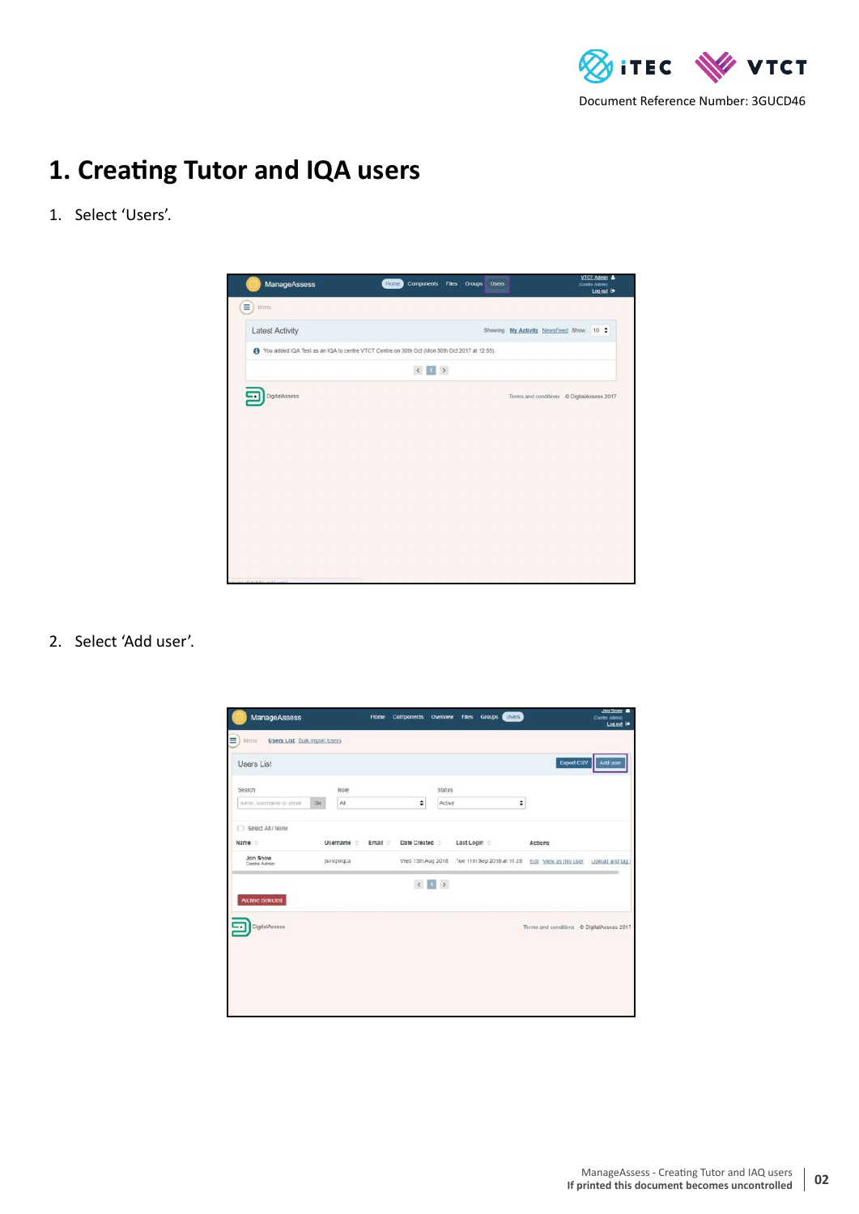# 1. Creating Tutor and IQA users

1. Select 'Users'.

2. Select 'Add user'.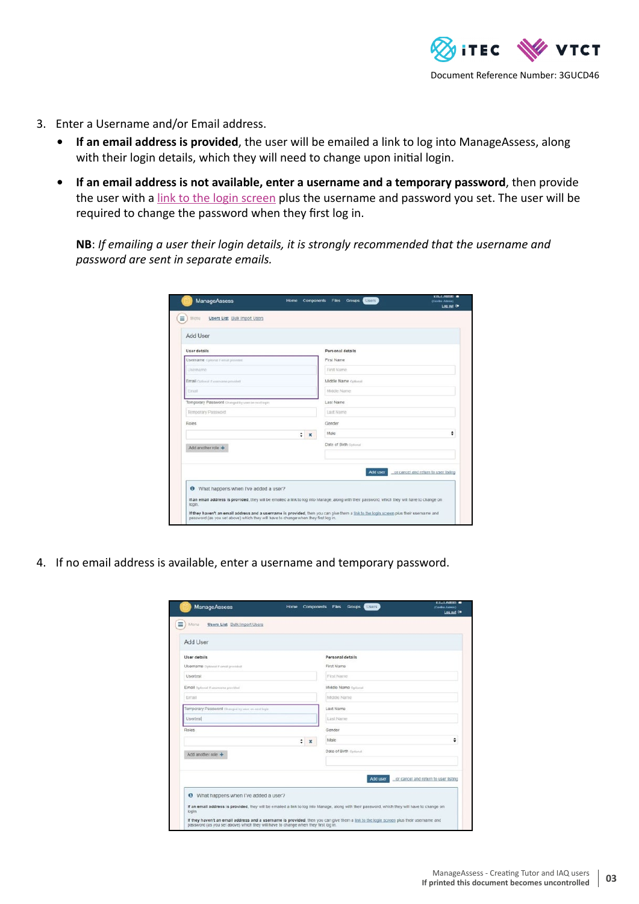3. Enter a Username and/or Email address.
    - **If an email address is provided**, the user will be emailed a link to log into ManageAssess, along with their login details, which they will need to change upon initial login.
    - **If an email address is not available, enter a username and a temporary password**, then provide the user with a [link to the login screen]() plus the username and password you set. The user will be required to change the password when they first log in.

    **NB**: *If emailing a user their login details, it is strongly recommended that the username and password are sent in separate emails.*

4. If no email address is available, enter a username and temporary password.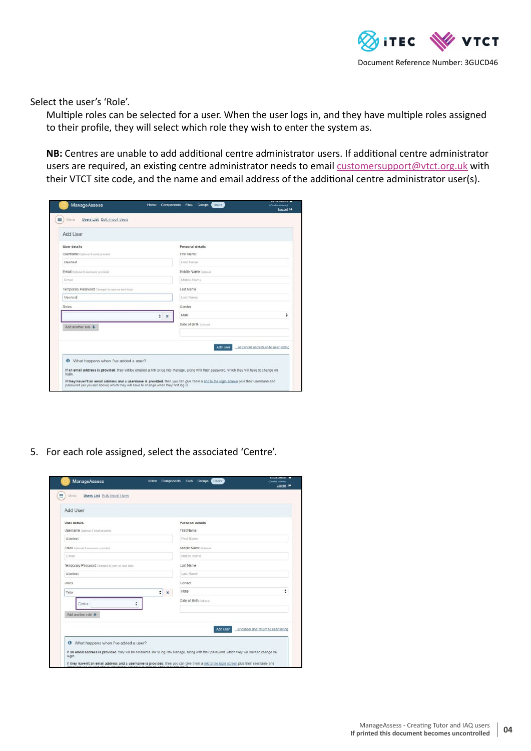Select the user's 'Role'.

Multiple roles can be selected for a user. When the user logs in, and they have multiple roles assigned to their profile, they will select which role they wish to enter the system as.

**NB:** Centres are unable to add additional centre administrator users. If additional centre administrator users are required, an existing centre administrator needs to email customersupport@vtct.org.uk with their VTCT site code, and the name and email address of the additional centre administrator user(s).

5. For each role assigned, select the associated 'Centre'.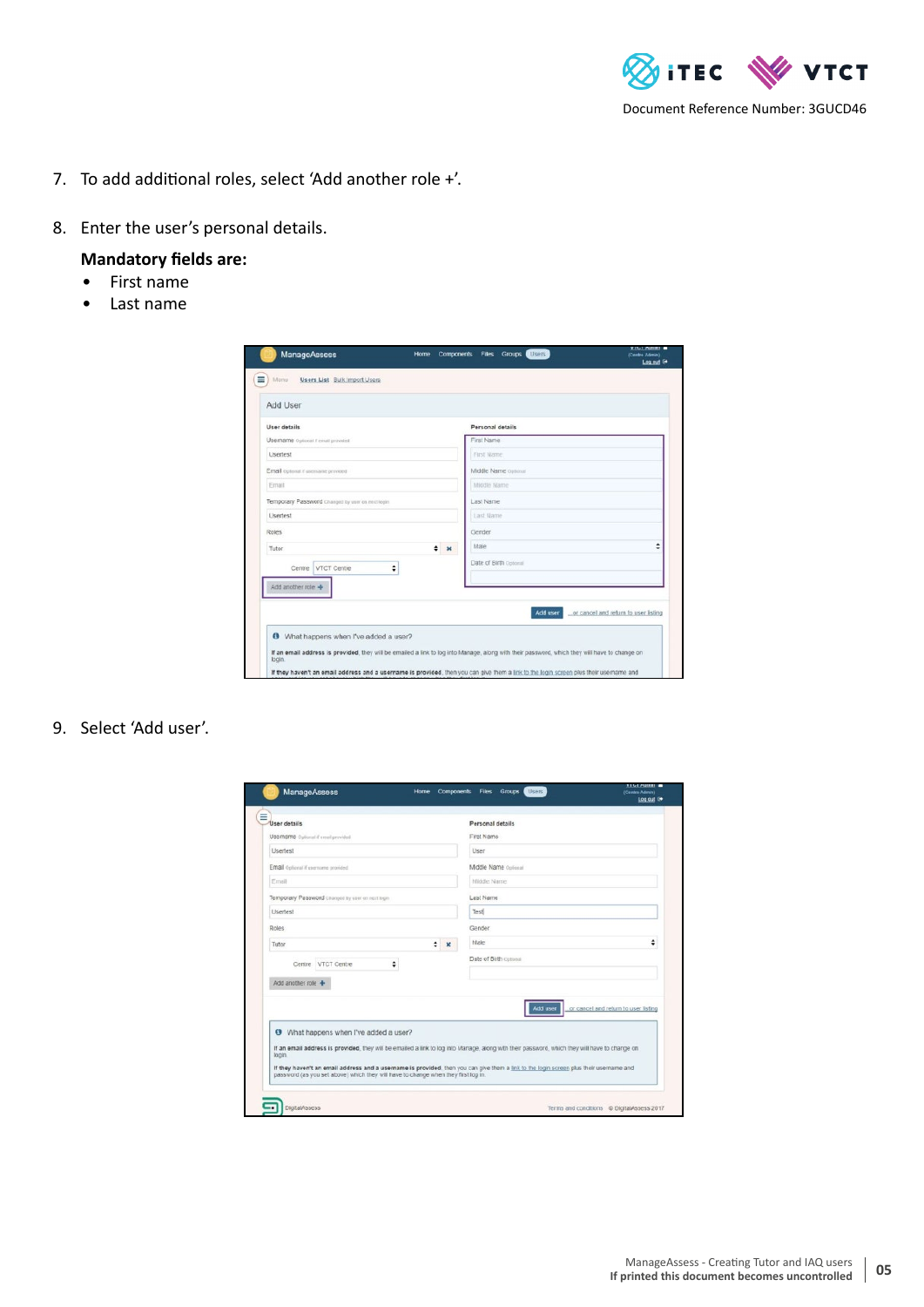7. To add additional roles, select 'Add another role +'.

8. Enter the user's personal details.

   **Mandatory fields are:**
   - First name
   - Last name

9. Select 'Add user'.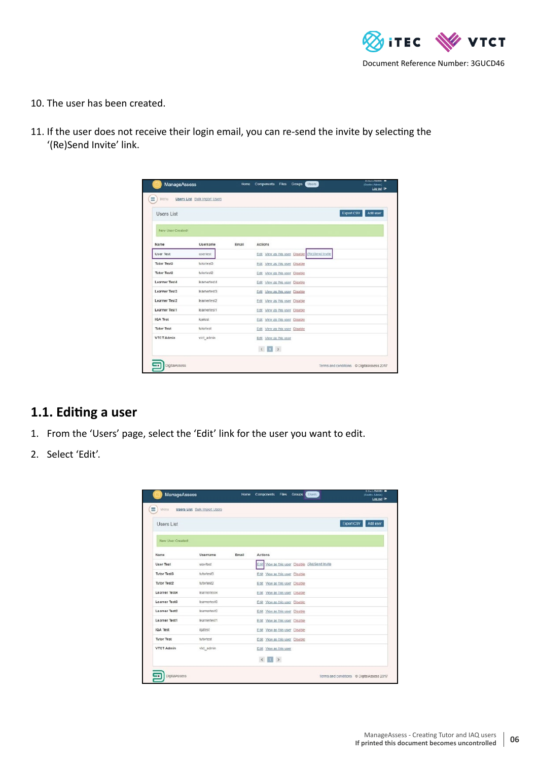10. The user has been created.

11. If the user does not receive their login email, you can re-send the invite by selecting the '(Re)Send Invite' link.

## 1.1. Editing a user

1. From the 'Users' page, select the 'Edit' link for the user you want to edit.
2. Select 'Edit'.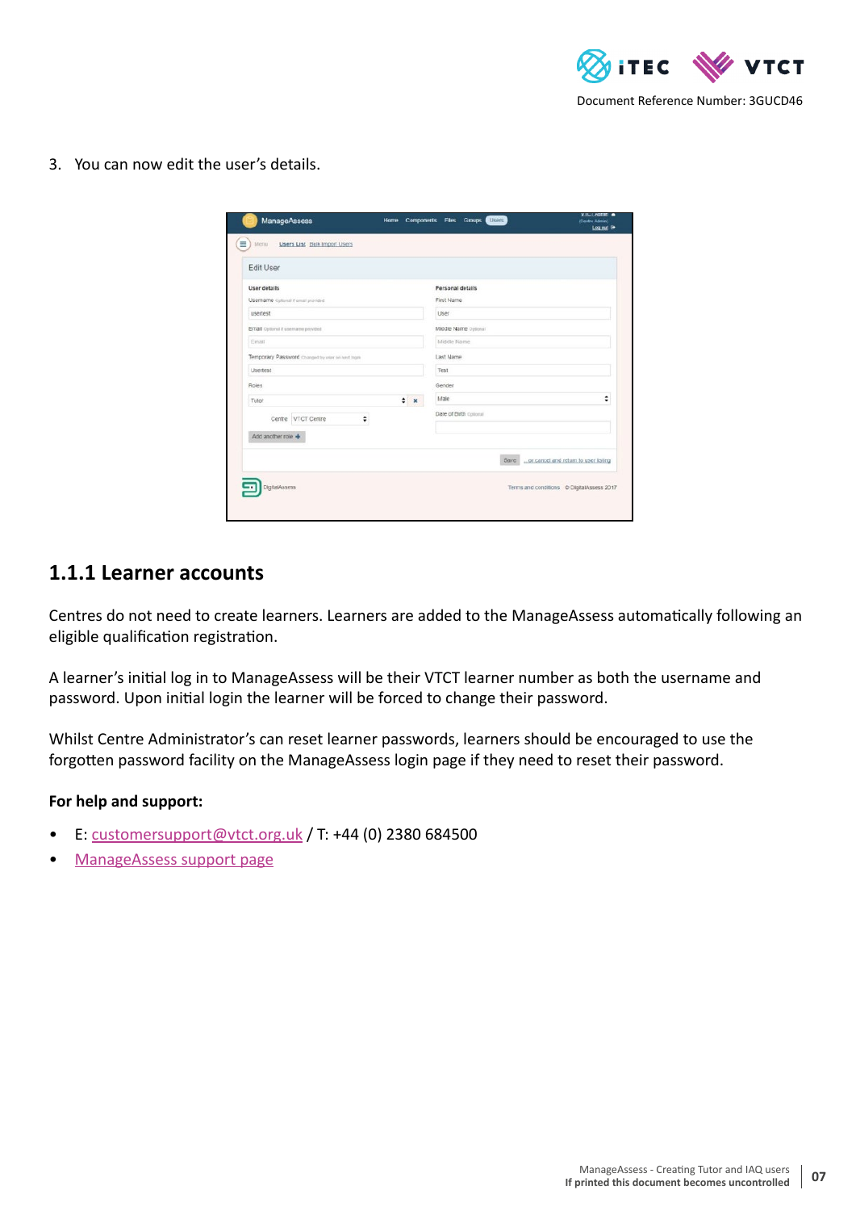3. You can now edit the user's details.

## 1.1.1 Learner accounts

Centres do not need to create learners. Learners are added to the ManageAssess automatically following an eligible qualification registration.

A learner's initial log in to ManageAssess will be their VTCT learner number as both the username and password. Upon initial login the learner will be forced to change their password.

Whilst Centre Administrator's can reset learner passwords, learners should be encouraged to use the forgotten password facility on the ManageAssess login page if they need to reset their password.

**For help and support:**

- E: customersupport@vtct.org.uk / T: +44 (0) 2380 684500
- ManageAssess support page